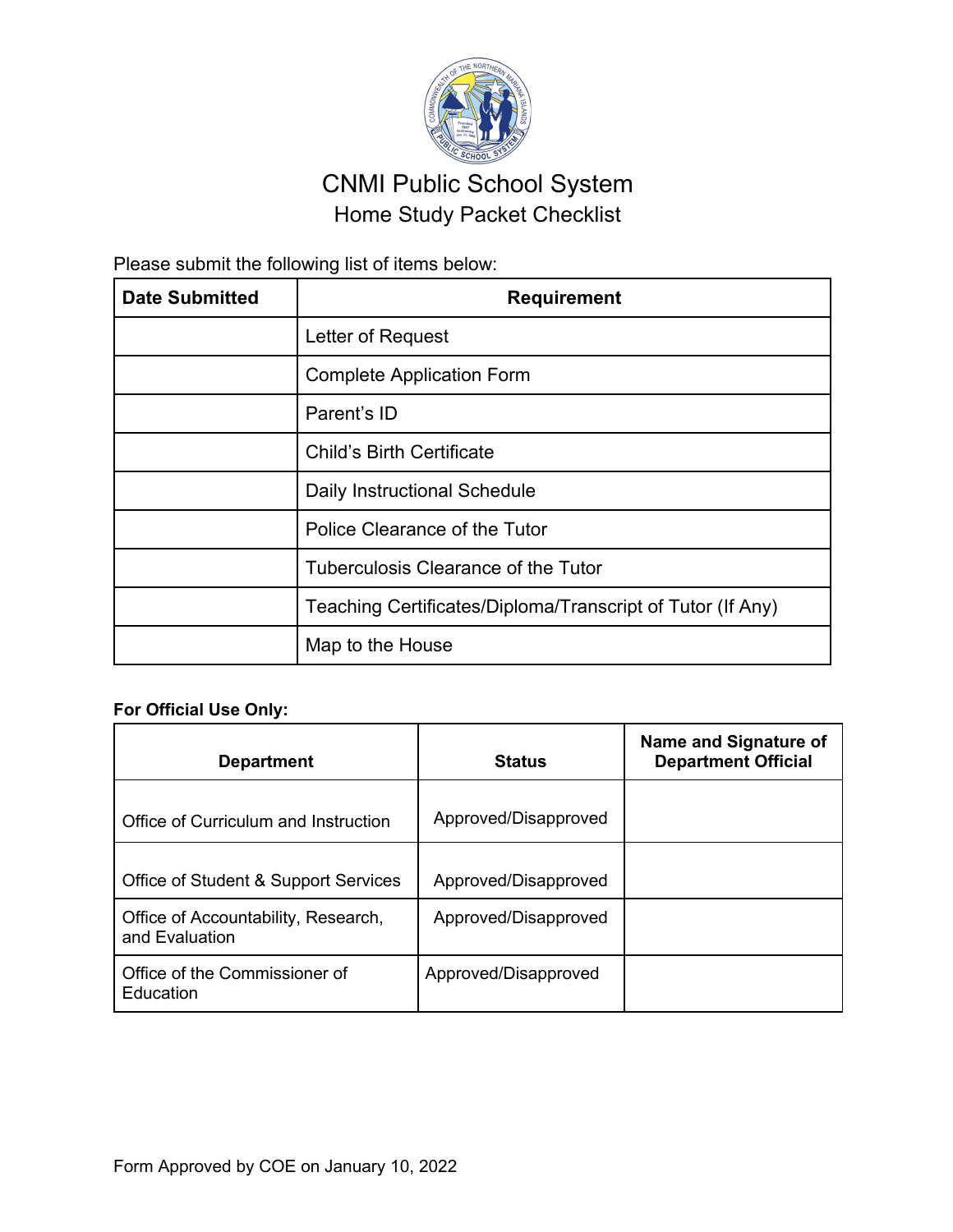# CNMI Public School System

## Home Study Packet Checklist

Please submit the following list of items below:

| Date Submitted | Requirement |
|---|---|
| | Letter of Request |
| | Complete Application Form |
| | Parent's ID |
| | Child's Birth Certificate |
| | Daily Instructional Schedule |
| | Police Clearance of the Tutor |
| | Tuberculosis Clearance of the Tutor |
| | Teaching Certificates/Diploma/Transcript of Tutor (If Any) |
| | Map to the House |

**For Official Use Only:**

| Department | Status | Name and Signature of Department Official |
|---|---|---|
| Office of Curriculum and Instruction | Approved/Disapproved | |
| Office of Student & Support Services | Approved/Disapproved | |
| Office of Accountability, Research, and Evaluation | Approved/Disapproved | |
| Office of the Commissioner of Education | Approved/Disapproved | |

Form Approved by COE on January 10, 2022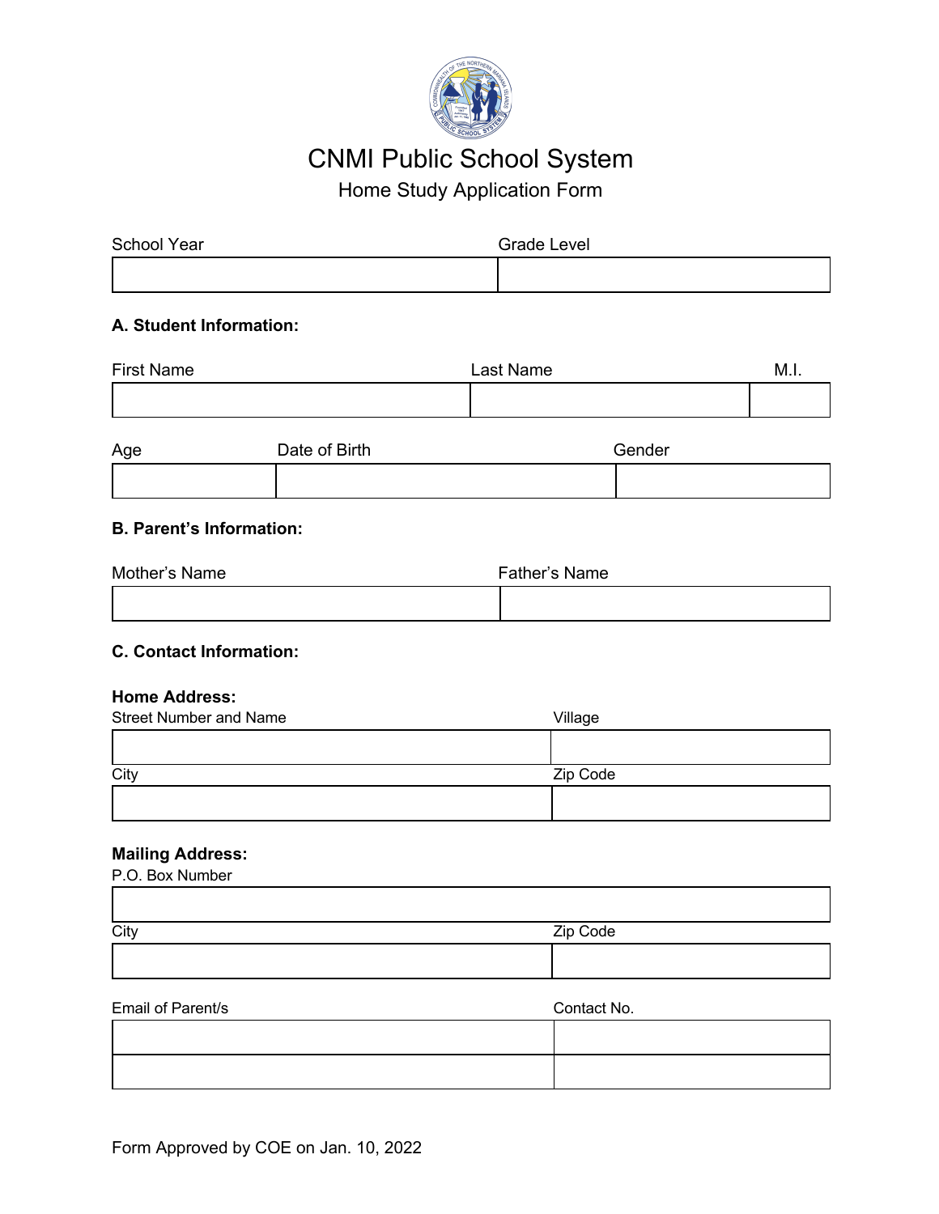# CNMI Public School System

## Home Study Application Form

| School Year | Grade Level |
| --- | --- |
| | |

### A. Student Information:

| First Name | Last Name | M.I. |
| --- | --- | --- |
| | | |

| Age | Date of Birth | Gender |
| --- | --- | --- |
| | | |

### B. Parent's Information:

| Mother's Name | Father's Name |
| --- | --- |
| | |

### C. Contact Information:

**Home Address:**

| Street Number and Name | Village |
| --- | --- |
| | |
| **City** | **Zip Code** |
| | |

**Mailing Address:**

| P.O. Box Number | |
| --- | --- |
| | |
| **City** | **Zip Code** |
| | |

| Email of Parent/s | Contact No. |
| --- | --- |
| | |
| | |

Form Approved by COE on Jan. 10, 2022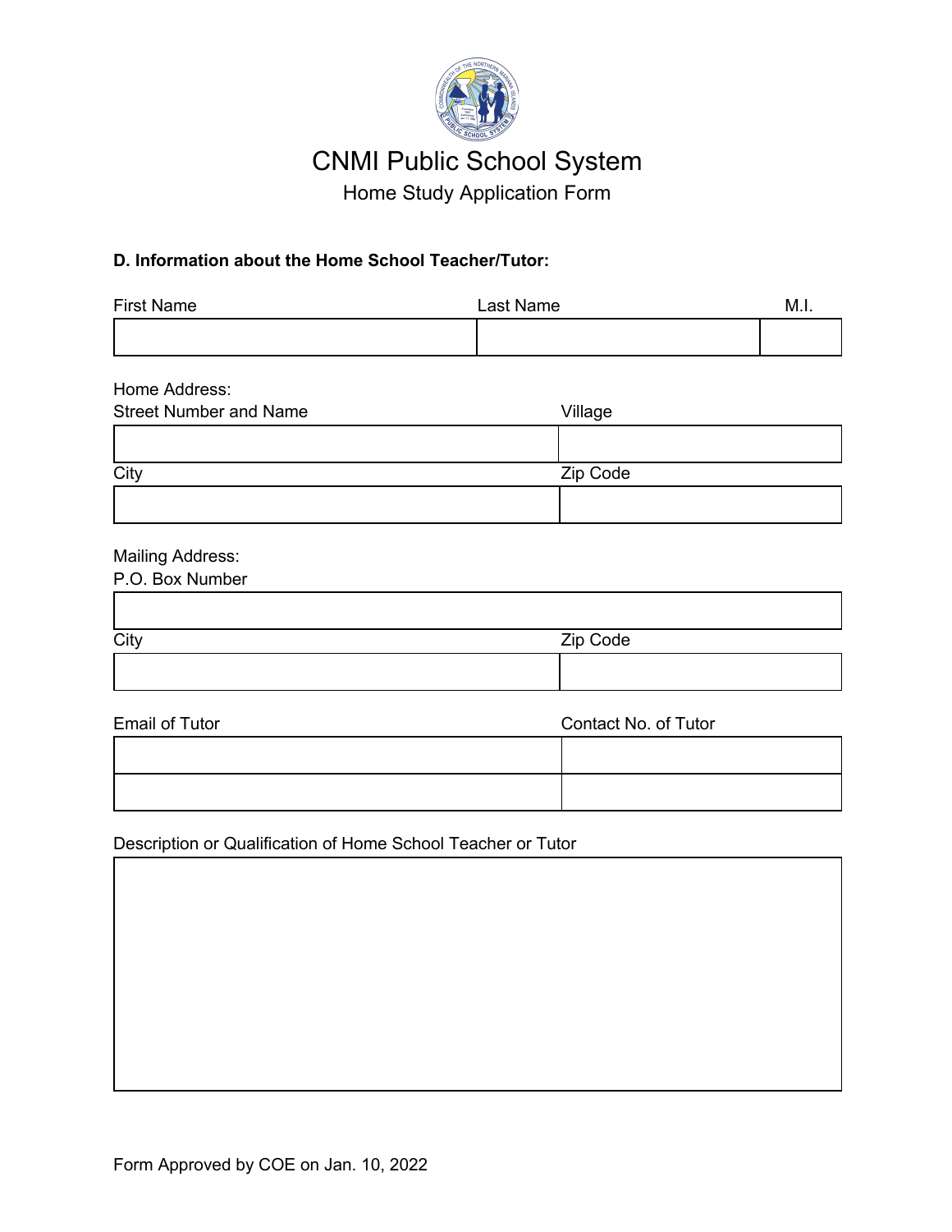# CNMI Public School System

## Home Study Application Form

**D. Information about the Home School Teacher/Tutor:**

| First Name | Last Name | M.I. |
|---|---|---|
| | | |

Home Address:

| Street Number and Name | Village |
|---|---|
| | |

| City | Zip Code |
|---|---|
| | |

Mailing Address:

| P.O. Box Number |
|---|
| |

| City | Zip Code |
|---|---|
| | |

| Email of Tutor | Contact No. of Tutor |
|---|---|
| | |
| | |

| Description or Qualification of Home School Teacher or Tutor |
|---|
| |

Form Approved by COE on Jan. 10, 2022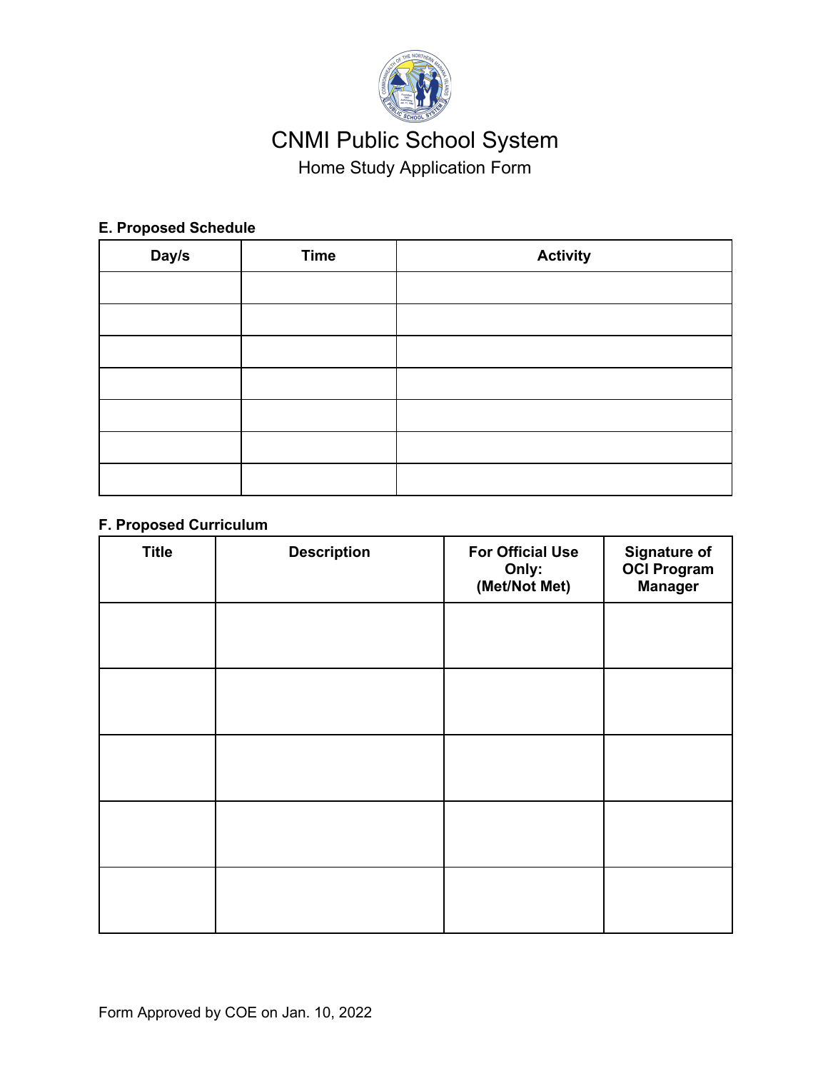# CNMI Public School System

Home Study Application Form

**E. Proposed Schedule**

| Day/s | Time | Activity |
|---|---|---|
| | | |
| | | |
| | | |
| | | |
| | | |
| | | |
| | | |

**F. Proposed Curriculum**

| Title | Description | For Official Use Only: (Met/Not Met) | Signature of OCI Program Manager |
|---|---|---|---|
| | | | |
| | | | |
| | | | |
| | | | |
| | | | |

Form Approved by COE on Jan. 10, 2022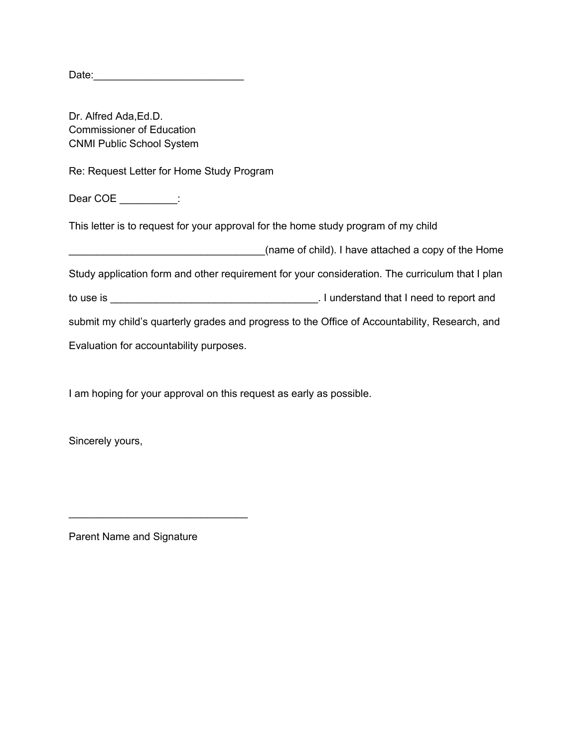Date:__________________________

Dr. Alfred Ada,Ed.D.
Commissioner of Education
CNMI Public School System

Re: Request Letter for Home Study Program

Dear COE __________:

This letter is to request for your approval for the home study program of my child __________________________________(name of child). I have attached a copy of the Home Study application form and other requirement for your consideration. The curriculum that I plan to use is ____________________________________. I understand that I need to report and submit my child's quarterly grades and progress to the Office of Accountability, Research, and Evaluation for accountability purposes.

I am hoping for your approval on this request as early as possible.

Sincerely yours,

_______________________________

Parent Name and Signature